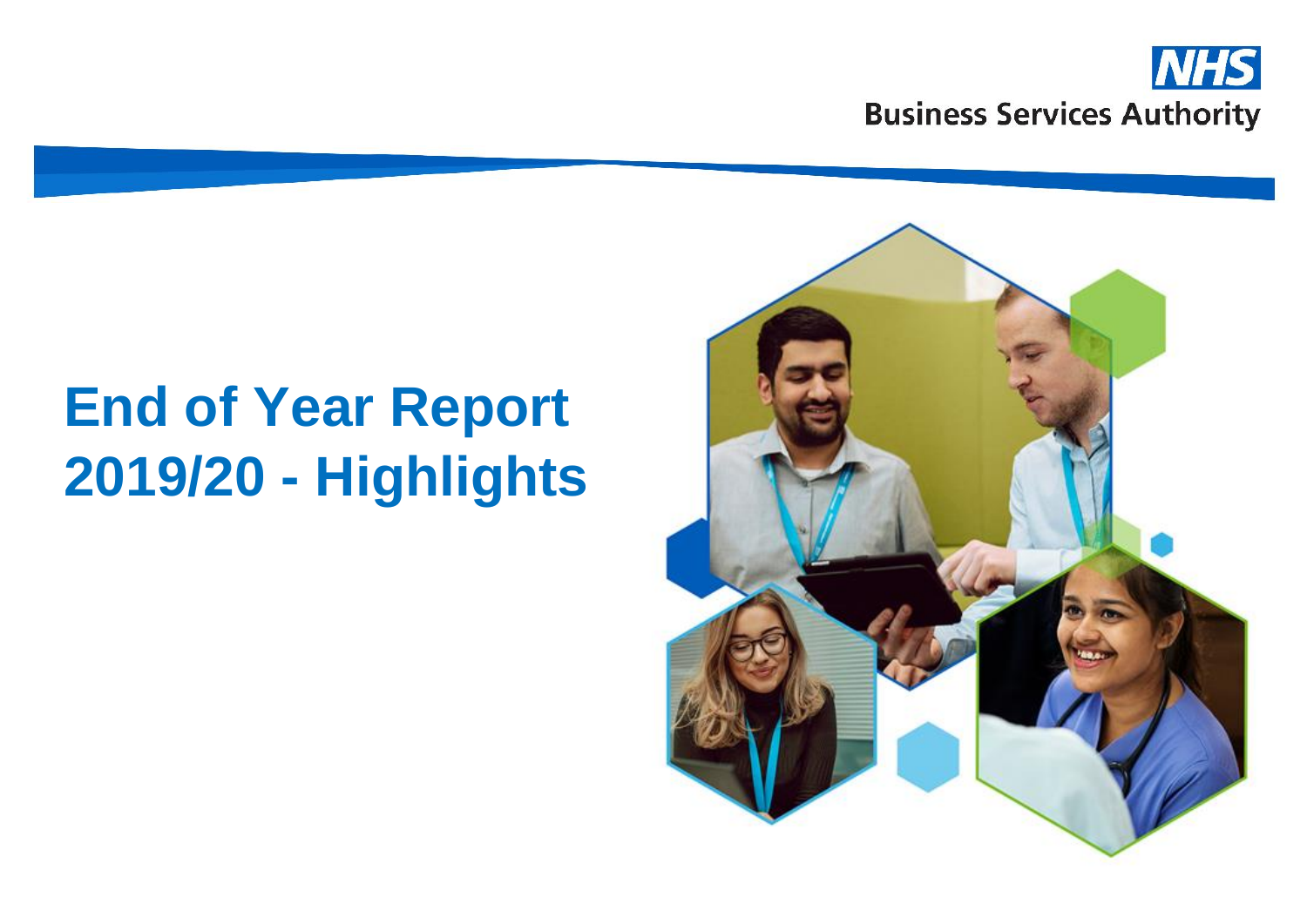NHS Business Services Authority

# End of Year Report 2019/20 - Highlights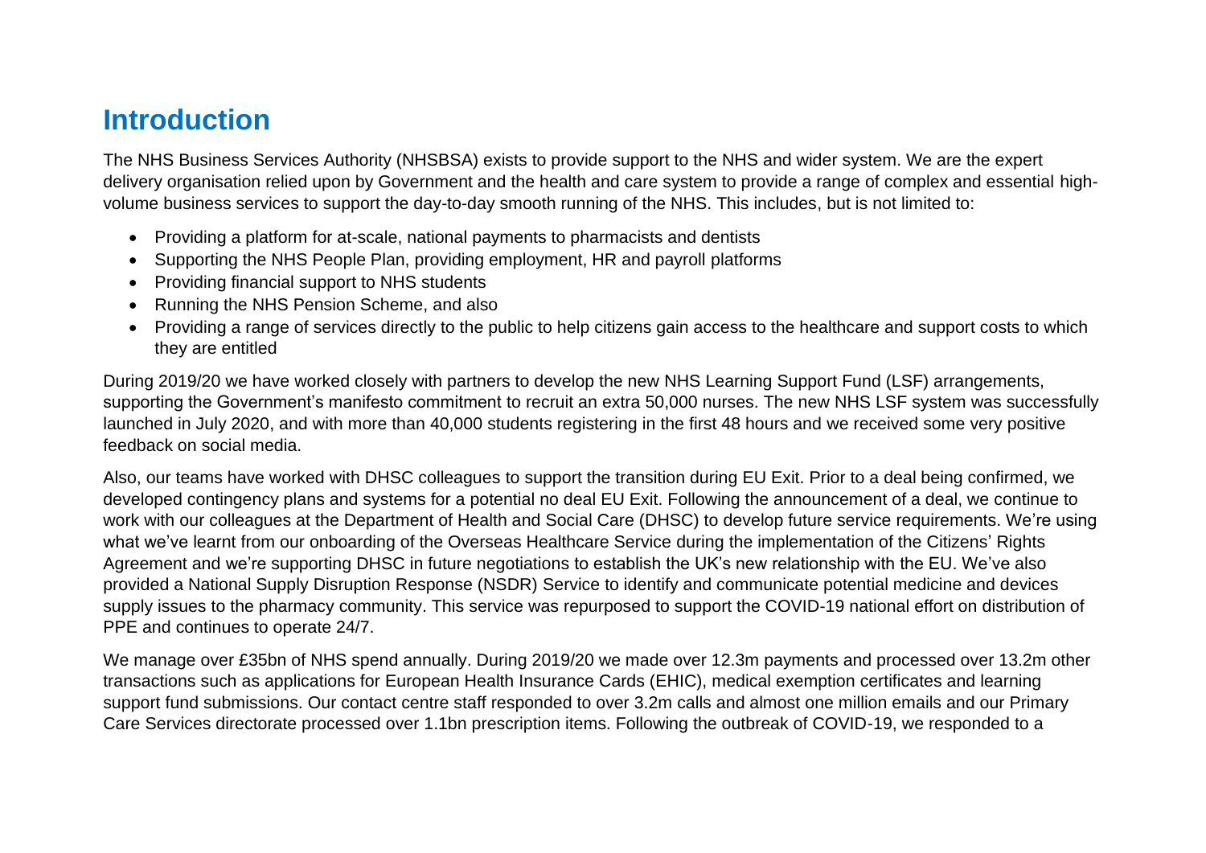## Introduction

The NHS Business Services Authority (NHSBSA) exists to provide support to the NHS and wider system. We are the expert delivery organisation relied upon by Government and the health and care system to provide a range of complex and essential high-volume business services to support the day-to-day smooth running of the NHS. This includes, but is not limited to:

- Providing a platform for at-scale, national payments to pharmacists and dentists
- Supporting the NHS People Plan, providing employment, HR and payroll platforms
- Providing financial support to NHS students
- Running the NHS Pension Scheme, and also
- Providing a range of services directly to the public to help citizens gain access to the healthcare and support costs to which they are entitled

During 2019/20 we have worked closely with partners to develop the new NHS Learning Support Fund (LSF) arrangements, supporting the Government's manifesto commitment to recruit an extra 50,000 nurses. The new NHS LSF system was successfully launched in July 2020, and with more than 40,000 students registering in the first 48 hours and we received some very positive feedback on social media.

Also, our teams have worked with DHSC colleagues to support the transition during EU Exit. Prior to a deal being confirmed, we developed contingency plans and systems for a potential no deal EU Exit. Following the announcement of a deal, we continue to work with our colleagues at the Department of Health and Social Care (DHSC) to develop future service requirements. We're using what we've learnt from our onboarding of the Overseas Healthcare Service during the implementation of the Citizens' Rights Agreement and we're supporting DHSC in future negotiations to establish the UK's new relationship with the EU. We've also provided a National Supply Disruption Response (NSDR) Service to identify and communicate potential medicine and devices supply issues to the pharmacy community. This service was repurposed to support the COVID-19 national effort on distribution of PPE and continues to operate 24/7.

We manage over £35bn of NHS spend annually. During 2019/20 we made over 12.3m payments and processed over 13.2m other transactions such as applications for European Health Insurance Cards (EHIC), medical exemption certificates and learning support fund submissions. Our contact centre staff responded to over 3.2m calls and almost one million emails and our Primary Care Services directorate processed over 1.1bn prescription items. Following the outbreak of COVID-19, we responded to a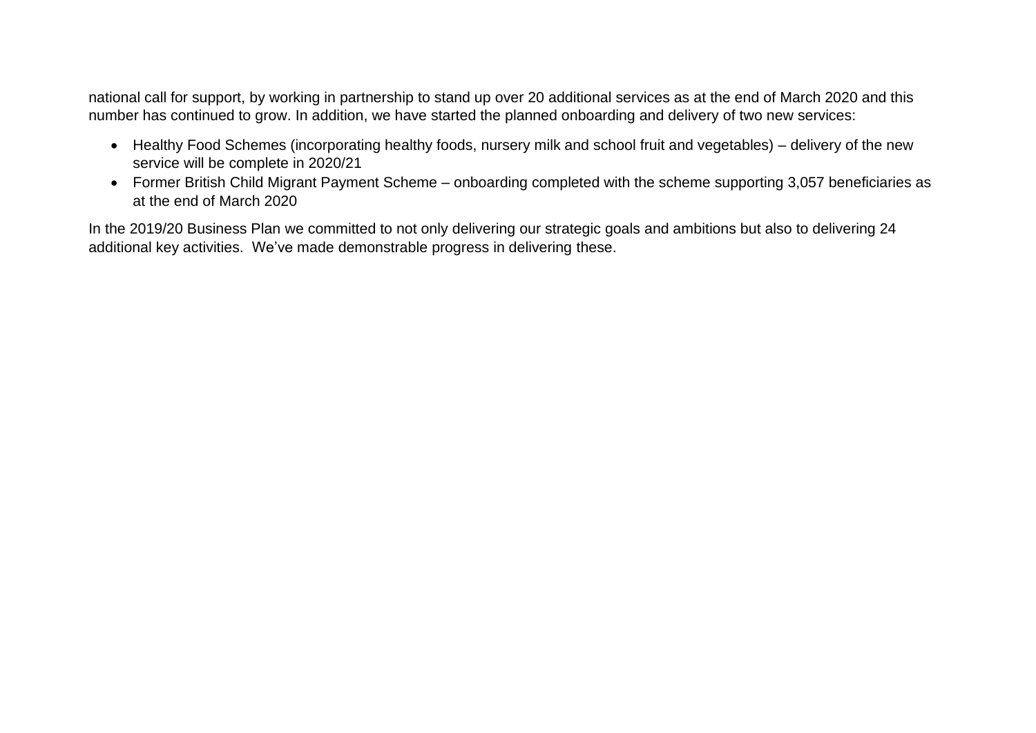national call for support, by working in partnership to stand up over 20 additional services as at the end of March 2020 and this number has continued to grow. In addition, we have started the planned onboarding and delivery of two new services:

- Healthy Food Schemes (incorporating healthy foods, nursery milk and school fruit and vegetables) – delivery of the new service will be complete in 2020/21
- Former British Child Migrant Payment Scheme – onboarding completed with the scheme supporting 3,057 beneficiaries as at the end of March 2020

In the 2019/20 Business Plan we committed to not only delivering our strategic goals and ambitions but also to delivering 24 additional key activities. We've made demonstrable progress in delivering these.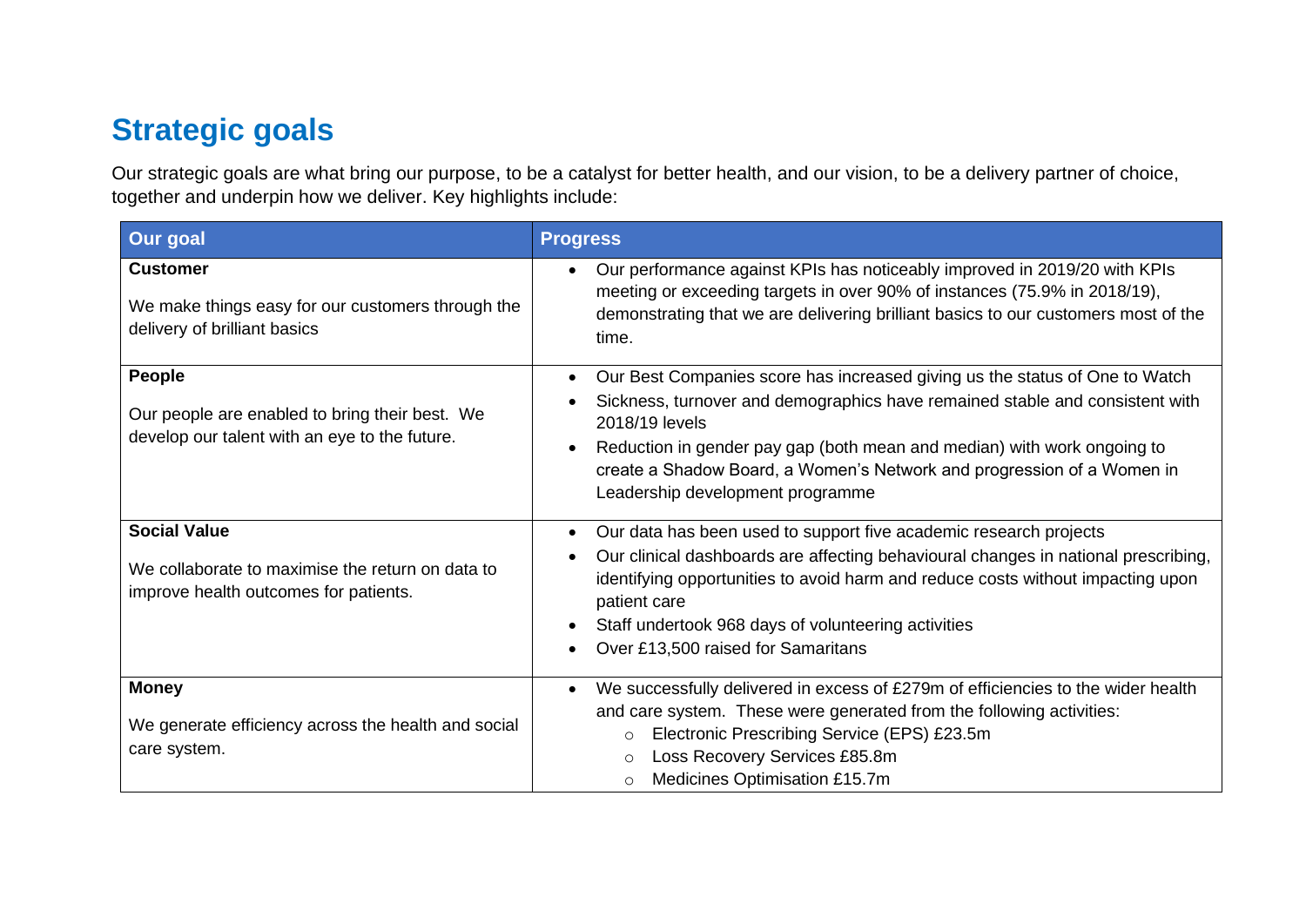## Strategic goals

Our strategic goals are what bring our purpose, to be a catalyst for better health, and our vision, to be a delivery partner of choice, together and underpin how we deliver. Key highlights include:

| Our goal | Progress |
| --- | --- |
| **Customer**<br><br>We make things easy for our customers through the delivery of brilliant basics | • Our performance against KPIs has noticeably improved in 2019/20 with KPIs meeting or exceeding targets in over 90% of instances (75.9% in 2018/19), demonstrating that we are delivering brilliant basics to our customers most of the time. |
| **People**<br><br>Our people are enabled to bring their best. We develop our talent with an eye to the future. | • Our Best Companies score has increased giving us the status of One to Watch<br>• Sickness, turnover and demographics have remained stable and consistent with 2018/19 levels<br>• Reduction in gender pay gap (both mean and median) with work ongoing to create a Shadow Board, a Women's Network and progression of a Women in Leadership development programme |
| **Social Value**<br><br>We collaborate to maximise the return on data to improve health outcomes for patients. | • Our data has been used to support five academic research projects<br>• Our clinical dashboards are affecting behavioural changes in national prescribing, identifying opportunities to avoid harm and reduce costs without impacting upon patient care<br>• Staff undertook 968 days of volunteering activities<br>• Over £13,500 raised for Samaritans |
| **Money**<br><br>We generate efficiency across the health and social care system. | • We successfully delivered in excess of £279m of efficiencies to the wider health and care system. These were generated from the following activities:<br>&nbsp;&nbsp;&nbsp;&nbsp;○ Electronic Prescribing Service (EPS) £23.5m<br>&nbsp;&nbsp;&nbsp;&nbsp;○ Loss Recovery Services £85.8m<br>&nbsp;&nbsp;&nbsp;&nbsp;○ Medicines Optimisation £15.7m |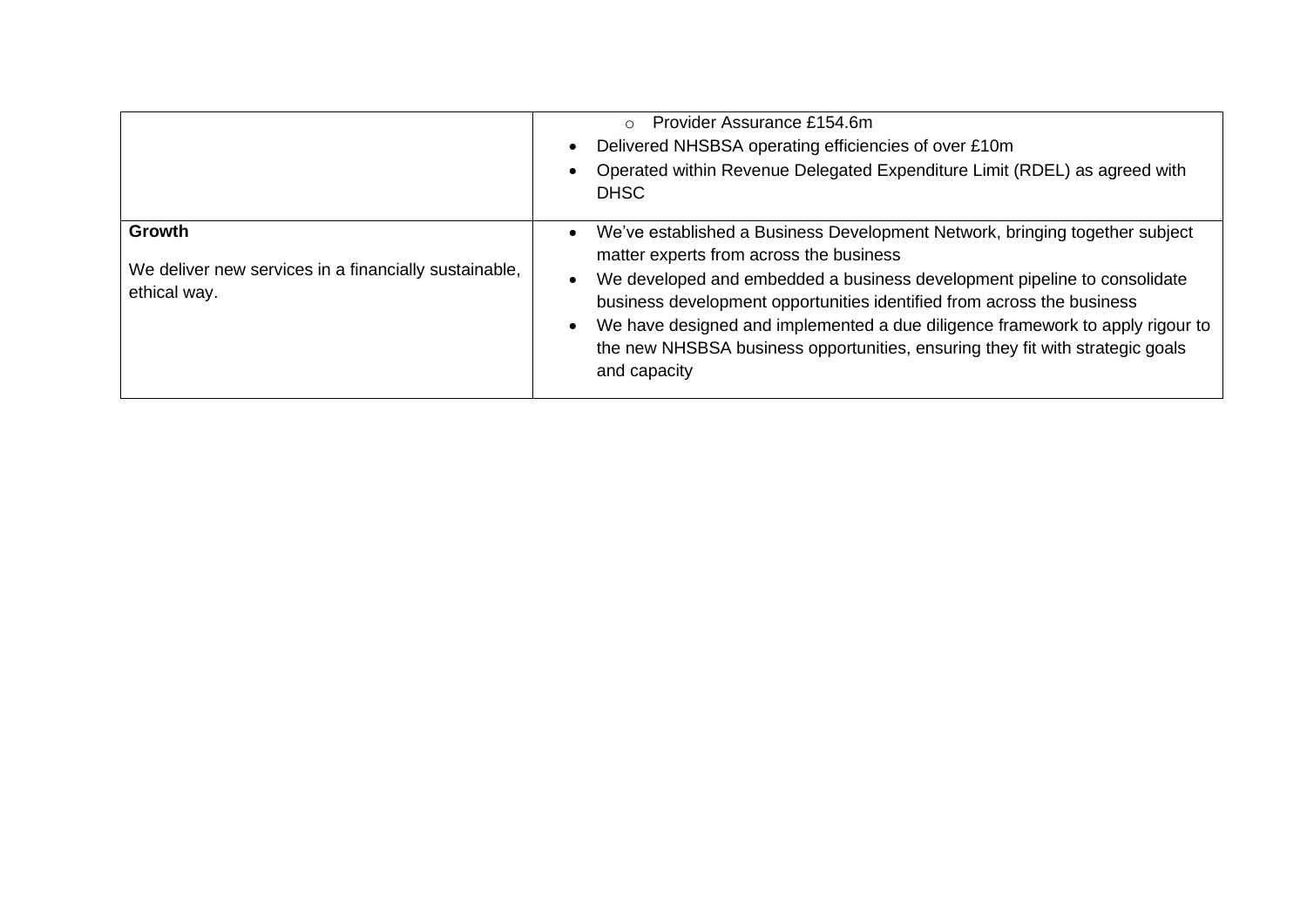| | |
|---|---|
| | ◦ Provider Assurance £154.6m<br>• Delivered NHSBSA operating efficiencies of over £10m<br>• Operated within Revenue Delegated Expenditure Limit (RDEL) as agreed with DHSC |
| **Growth**<br><br>We deliver new services in a financially sustainable, ethical way. | • We've established a Business Development Network, bringing together subject matter experts from across the business<br>• We developed and embedded a business development pipeline to consolidate business development opportunities identified from across the business<br>• We have designed and implemented a due diligence framework to apply rigour to the new NHSBSA business opportunities, ensuring they fit with strategic goals and capacity |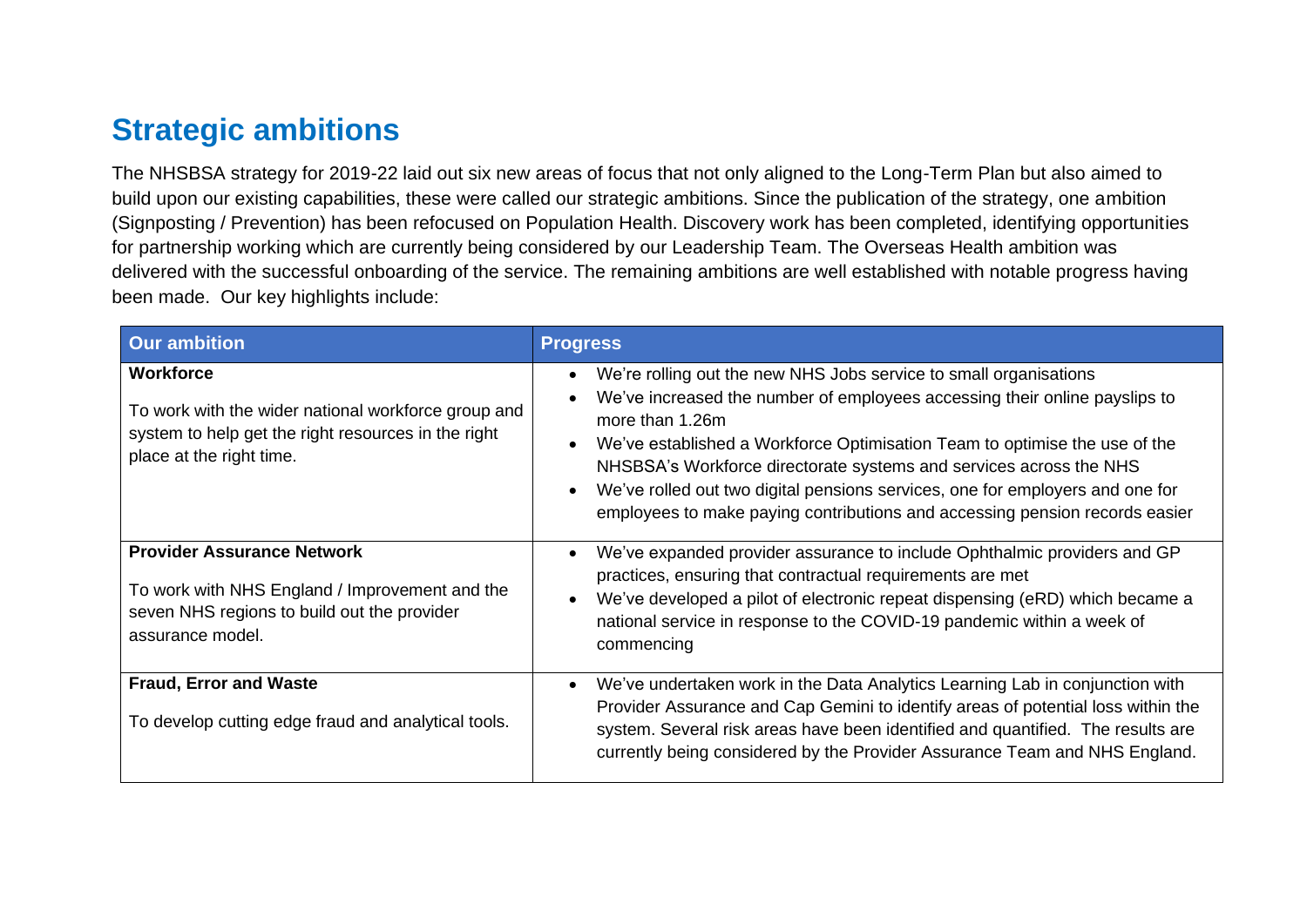## Strategic ambitions

The NHSBSA strategy for 2019-22 laid out six new areas of focus that not only aligned to the Long-Term Plan but also aimed to build upon our existing capabilities, these were called our strategic ambitions. Since the publication of the strategy, one ambition (Signposting / Prevention) has been refocused on Population Health. Discovery work has been completed, identifying opportunities for partnership working which are currently being considered by our Leadership Team. The Overseas Health ambition was delivered with the successful onboarding of the service. The remaining ambitions are well established with notable progress having been made. Our key highlights include:

| Our ambition | Progress |
| --- | --- |
| **Workforce**<br><br>To work with the wider national workforce group and system to help get the right resources in the right place at the right time. | • We're rolling out the new NHS Jobs service to small organisations<br>• We've increased the number of employees accessing their online payslips to more than 1.26m<br>• We've established a Workforce Optimisation Team to optimise the use of the NHSBSA's Workforce directorate systems and services across the NHS<br>• We've rolled out two digital pensions services, one for employers and one for employees to make paying contributions and accessing pension records easier |
| **Provider Assurance Network**<br><br>To work with NHS England / Improvement and the seven NHS regions to build out the provider assurance model. | • We've expanded provider assurance to include Ophthalmic providers and GP practices, ensuring that contractual requirements are met<br>• We've developed a pilot of electronic repeat dispensing (eRD) which became a national service in response to the COVID-19 pandemic within a week of commencing |
| **Fraud, Error and Waste**<br><br>To develop cutting edge fraud and analytical tools. | • We've undertaken work in the Data Analytics Learning Lab in conjunction with Provider Assurance and Cap Gemini to identify areas of potential loss within the system. Several risk areas have been identified and quantified. The results are currently being considered by the Provider Assurance Team and NHS England. |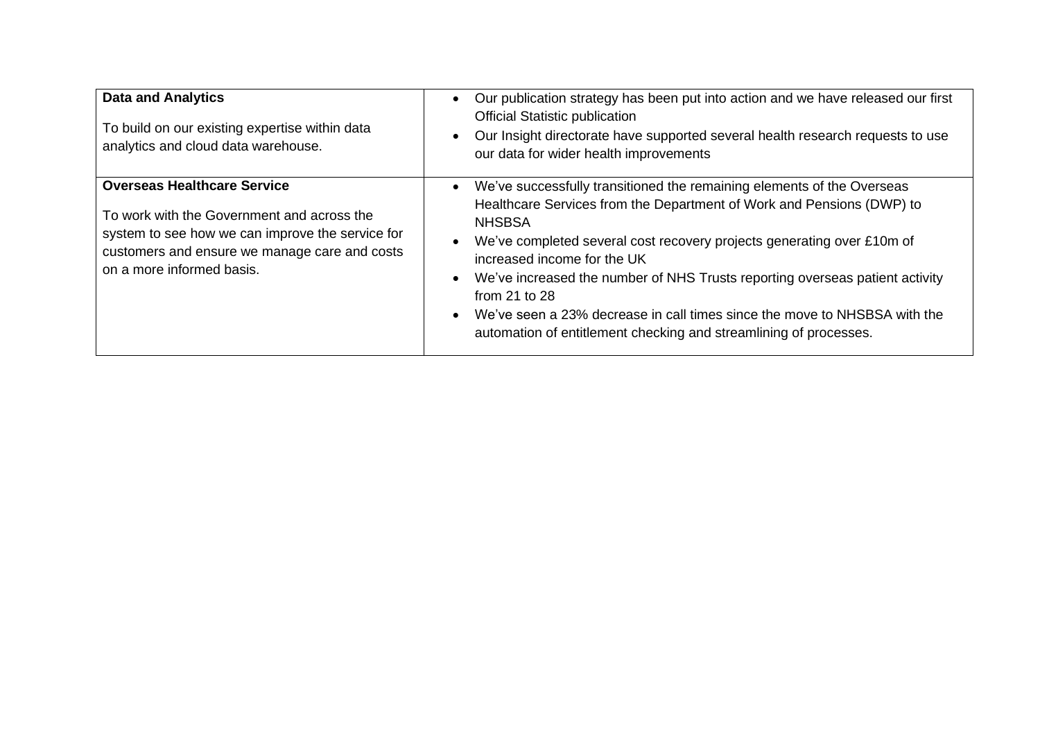| | |
|---|---|
| **Data and Analytics**<br><br>To build on our existing expertise within data analytics and cloud data warehouse. | • Our publication strategy has been put into action and we have released our first Official Statistic publication<br>• Our Insight directorate have supported several health research requests to use our data for wider health improvements |
| **Overseas Healthcare Service**<br><br>To work with the Government and across the system to see how we can improve the service for customers and ensure we manage care and costs on a more informed basis. | • We've successfully transitioned the remaining elements of the Overseas Healthcare Services from the Department of Work and Pensions (DWP) to NHSBSA<br>• We've completed several cost recovery projects generating over £10m of increased income for the UK<br>• We've increased the number of NHS Trusts reporting overseas patient activity from 21 to 28<br>• We've seen a 23% decrease in call times since the move to NHSBSA with the automation of entitlement checking and streamlining of processes. |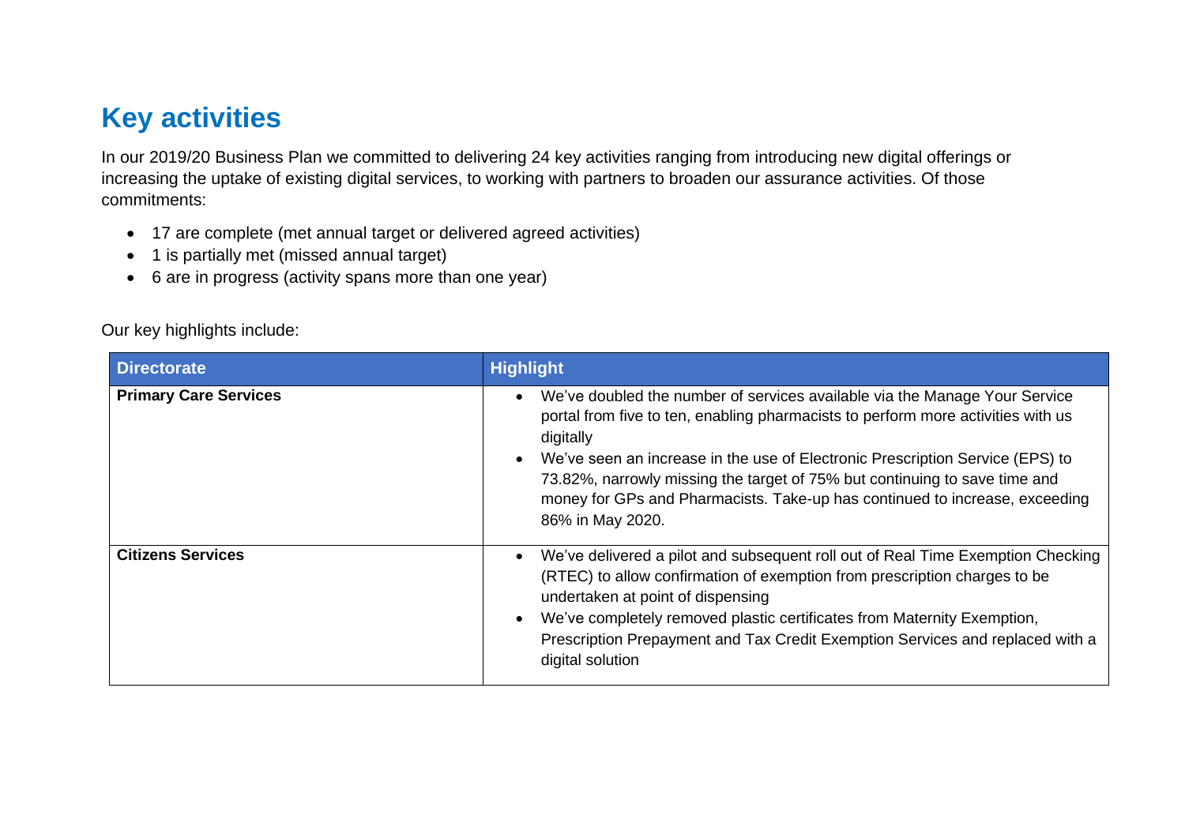## Key activities

In our 2019/20 Business Plan we committed to delivering 24 key activities ranging from introducing new digital offerings or increasing the uptake of existing digital services, to working with partners to broaden our assurance activities. Of those commitments:

- 17 are complete (met annual target or delivered agreed activities)
- 1 is partially met (missed annual target)
- 6 are in progress (activity spans more than one year)

Our key highlights include:

| Directorate | Highlight |
|---|---|
| **Primary Care Services** | • We've doubled the number of services available via the Manage Your Service portal from five to ten, enabling pharmacists to perform more activities with us digitally<br>• We've seen an increase in the use of Electronic Prescription Service (EPS) to 73.82%, narrowly missing the target of 75% but continuing to save time and money for GPs and Pharmacists. Take-up has continued to increase, exceeding 86% in May 2020. |
| **Citizens Services** | • We've delivered a pilot and subsequent roll out of Real Time Exemption Checking (RTEC) to allow confirmation of exemption from prescription charges to be undertaken at point of dispensing<br>• We've completely removed plastic certificates from Maternity Exemption, Prescription Prepayment and Tax Credit Exemption Services and replaced with a digital solution |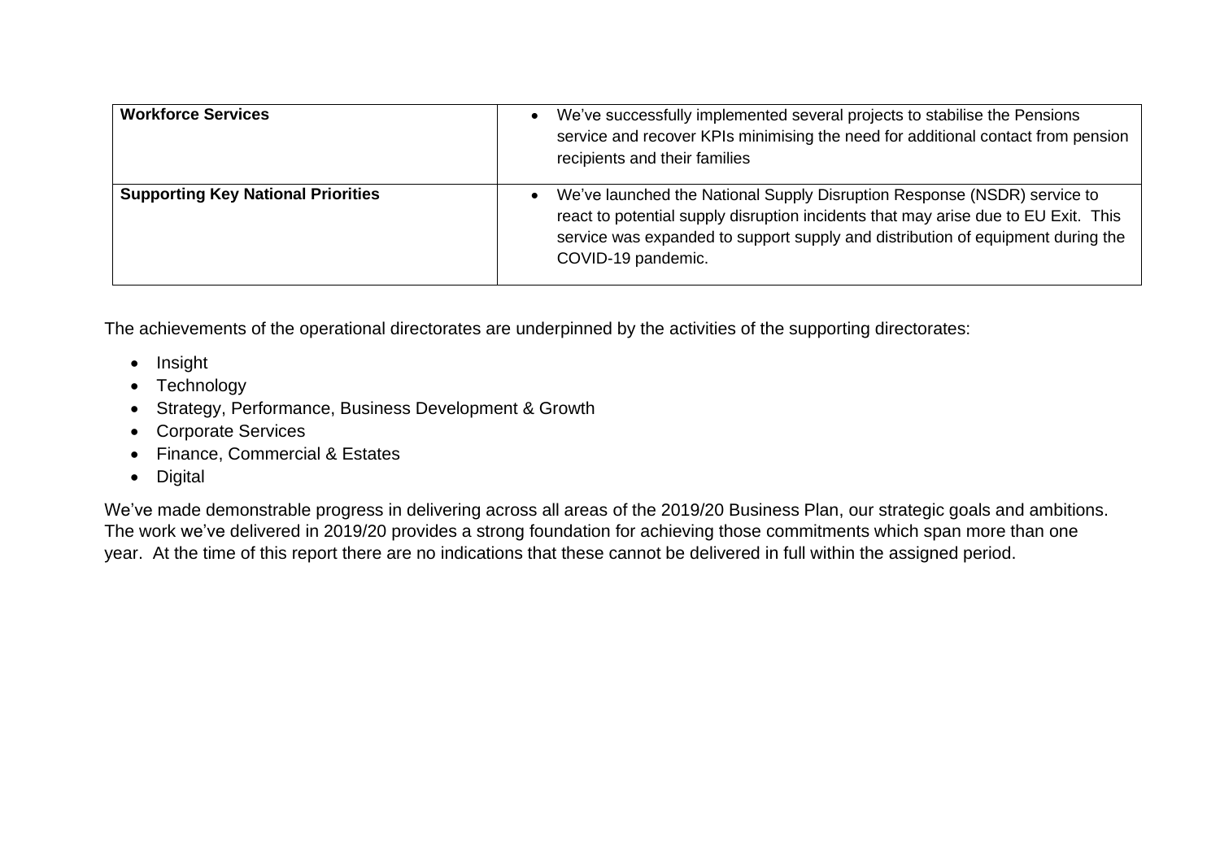| | |
|---|---|
| **Workforce Services** | • We've successfully implemented several projects to stabilise the Pensions service and recover KPIs minimising the need for additional contact from pension recipients and their families |
| **Supporting Key National Priorities** | • We've launched the National Supply Disruption Response (NSDR) service to react to potential supply disruption incidents that may arise due to EU Exit. This service was expanded to support supply and distribution of equipment during the COVID-19 pandemic. |

The achievements of the operational directorates are underpinned by the activities of the supporting directorates:

- Insight
- Technology
- Strategy, Performance, Business Development & Growth
- Corporate Services
- Finance, Commercial & Estates
- Digital

We've made demonstrable progress in delivering across all areas of the 2019/20 Business Plan, our strategic goals and ambitions. The work we've delivered in 2019/20 provides a strong foundation for achieving those commitments which span more than one year. At the time of this report there are no indications that these cannot be delivered in full within the assigned period.